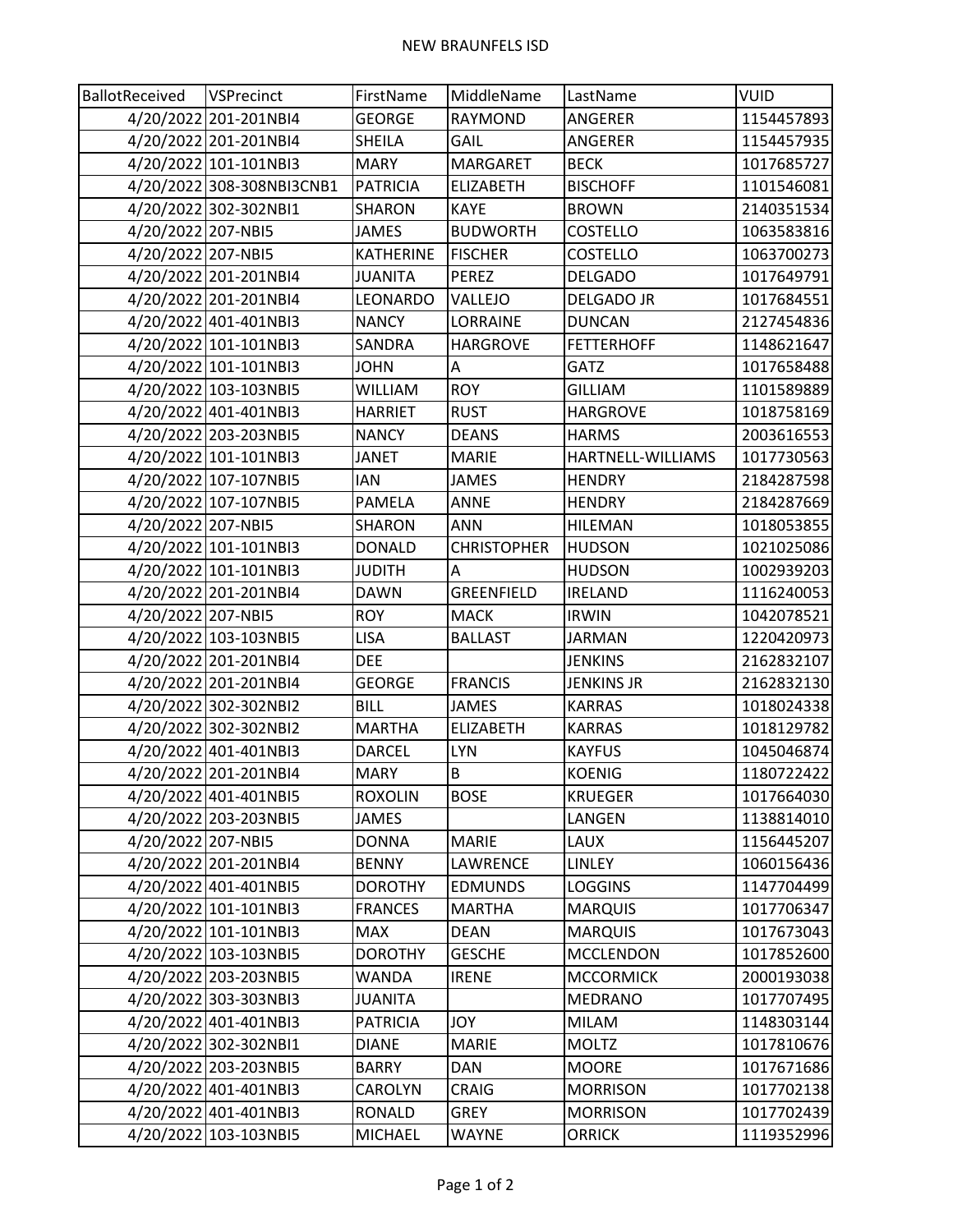# NEW BRAUNFELS ISD

| BallotReceived | VSPrecinct | FirstName | MiddleName | LastName | VUID |
|---|---|---|---|---|---|
| 4/20/2022 | 201-201NBI4 | GEORGE | RAYMOND | ANGERER | 1154457893 |
| 4/20/2022 | 201-201NBI4 | SHEILA | GAIL | ANGERER | 1154457935 |
| 4/20/2022 | 101-101NBI3 | MARY | MARGARET | BECK | 1017685727 |
| 4/20/2022 | 308-308NBI3CNB1 | PATRICIA | ELIZABETH | BISCHOFF | 1101546081 |
| 4/20/2022 | 302-302NBI1 | SHARON | KAYE | BROWN | 2140351534 |
| 4/20/2022 | 207-NBI5 | JAMES | BUDWORTH | COSTELLO | 1063583816 |
| 4/20/2022 | 207-NBI5 | KATHERINE | FISCHER | COSTELLO | 1063700273 |
| 4/20/2022 | 201-201NBI4 | JUANITA | PEREZ | DELGADO | 1017649791 |
| 4/20/2022 | 201-201NBI4 | LEONARDO | VALLEJO | DELGADO JR | 1017684551 |
| 4/20/2022 | 401-401NBI3 | NANCY | LORRAINE | DUNCAN | 2127454836 |
| 4/20/2022 | 101-101NBI3 | SANDRA | HARGROVE | FETTERHOFF | 1148621647 |
| 4/20/2022 | 101-101NBI3 | JOHN | A | GATZ | 1017658488 |
| 4/20/2022 | 103-103NBI5 | WILLIAM | ROY | GILLIAM | 1101589889 |
| 4/20/2022 | 401-401NBI3 | HARRIET | RUST | HARGROVE | 1018758169 |
| 4/20/2022 | 203-203NBI5 | NANCY | DEANS | HARMS | 2003616553 |
| 4/20/2022 | 101-101NBI3 | JANET | MARIE | HARTNELL-WILLIAMS | 1017730563 |
| 4/20/2022 | 107-107NBI5 | IAN | JAMES | HENDRY | 2184287598 |
| 4/20/2022 | 107-107NBI5 | PAMELA | ANNE | HENDRY | 2184287669 |
| 4/20/2022 | 207-NBI5 | SHARON | ANN | HILEMAN | 1018053855 |
| 4/20/2022 | 101-101NBI3 | DONALD | CHRISTOPHER | HUDSON | 1021025086 |
| 4/20/2022 | 101-101NBI3 | JUDITH | A | HUDSON | 1002939203 |
| 4/20/2022 | 201-201NBI4 | DAWN | GREENFIELD | IRELAND | 1116240053 |
| 4/20/2022 | 207-NBI5 | ROY | MACK | IRWIN | 1042078521 |
| 4/20/2022 | 103-103NBI5 | LISA | BALLAST | JARMAN | 1220420973 |
| 4/20/2022 | 201-201NBI4 | DEE | | JENKINS | 2162832107 |
| 4/20/2022 | 201-201NBI4 | GEORGE | FRANCIS | JENKINS JR | 2162832130 |
| 4/20/2022 | 302-302NBI2 | BILL | JAMES | KARRAS | 1018024338 |
| 4/20/2022 | 302-302NBI2 | MARTHA | ELIZABETH | KARRAS | 1018129782 |
| 4/20/2022 | 401-401NBI3 | DARCEL | LYN | KAYFUS | 1045046874 |
| 4/20/2022 | 201-201NBI4 | MARY | B | KOENIG | 1180722422 |
| 4/20/2022 | 401-401NBI5 | ROXOLIN | BOSE | KRUEGER | 1017664030 |
| 4/20/2022 | 203-203NBI5 | JAMES | | LANGEN | 1138814010 |
| 4/20/2022 | 207-NBI5 | DONNA | MARIE | LAUX | 1156445207 |
| 4/20/2022 | 201-201NBI4 | BENNY | LAWRENCE | LINLEY | 1060156436 |
| 4/20/2022 | 401-401NBI5 | DOROTHY | EDMUNDS | LOGGINS | 1147704499 |
| 4/20/2022 | 101-101NBI3 | FRANCES | MARTHA | MARQUIS | 1017706347 |
| 4/20/2022 | 101-101NBI3 | MAX | DEAN | MARQUIS | 1017673043 |
| 4/20/2022 | 103-103NBI5 | DOROTHY | GESCHE | MCCLENDON | 1017852600 |
| 4/20/2022 | 203-203NBI5 | WANDA | IRENE | MCCORMICK | 2000193038 |
| 4/20/2022 | 303-303NBI3 | JUANITA | | MEDRANO | 1017707495 |
| 4/20/2022 | 401-401NBI3 | PATRICIA | JOY | MILAM | 1148303144 |
| 4/20/2022 | 302-302NBI1 | DIANE | MARIE | MOLTZ | 1017810676 |
| 4/20/2022 | 203-203NBI5 | BARRY | DAN | MOORE | 1017671686 |
| 4/20/2022 | 401-401NBI3 | CAROLYN | CRAIG | MORRISON | 1017702138 |
| 4/20/2022 | 401-401NBI3 | RONALD | GREY | MORRISON | 1017702439 |
| 4/20/2022 | 103-103NBI5 | MICHAEL | WAYNE | ORRICK | 1119352996 |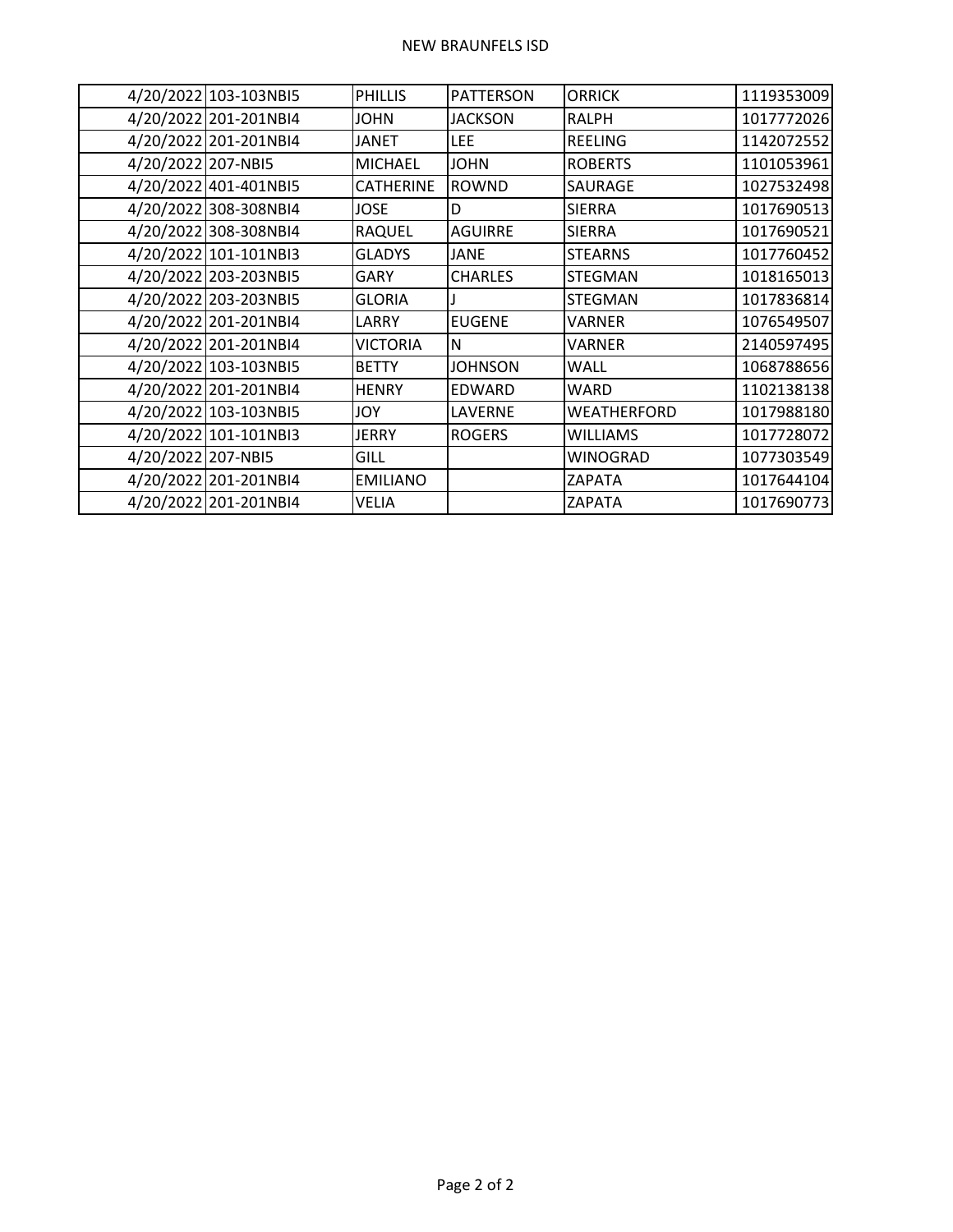| | | | | | |
|---|---|---|---|---|---|
| 4/20/2022 | 103-103NBI5 | PHILLIS | PATTERSON | ORRICK | 1119353009 |
| 4/20/2022 | 201-201NBI4 | JOHN | JACKSON | RALPH | 1017772026 |
| 4/20/2022 | 201-201NBI4 | JANET | LEE | REELING | 1142072552 |
| 4/20/2022 | 207-NBI5 | MICHAEL | JOHN | ROBERTS | 1101053961 |
| 4/20/2022 | 401-401NBI5 | CATHERINE | ROWND | SAURAGE | 1027532498 |
| 4/20/2022 | 308-308NBI4 | JOSE | D | SIERRA | 1017690513 |
| 4/20/2022 | 308-308NBI4 | RAQUEL | AGUIRRE | SIERRA | 1017690521 |
| 4/20/2022 | 101-101NBI3 | GLADYS | JANE | STEARNS | 1017760452 |
| 4/20/2022 | 203-203NBI5 | GARY | CHARLES | STEGMAN | 1018165013 |
| 4/20/2022 | 203-203NBI5 | GLORIA | J | STEGMAN | 1017836814 |
| 4/20/2022 | 201-201NBI4 | LARRY | EUGENE | VARNER | 1076549507 |
| 4/20/2022 | 201-201NBI4 | VICTORIA | N | VARNER | 2140597495 |
| 4/20/2022 | 103-103NBI5 | BETTY | JOHNSON | WALL | 1068788656 |
| 4/20/2022 | 201-201NBI4 | HENRY | EDWARD | WARD | 1102138138 |
| 4/20/2022 | 103-103NBI5 | JOY | LAVERNE | WEATHERFORD | 1017988180 |
| 4/20/2022 | 101-101NBI3 | JERRY | ROGERS | WILLIAMS | 1017728072 |
| 4/20/2022 | 207-NBI5 | GILL | | WINOGRAD | 1077303549 |
| 4/20/2022 | 201-201NBI4 | EMILIANO | | ZAPATA | 1017644104 |
| 4/20/2022 | 201-201NBI4 | VELIA | | ZAPATA | 1017690773 |